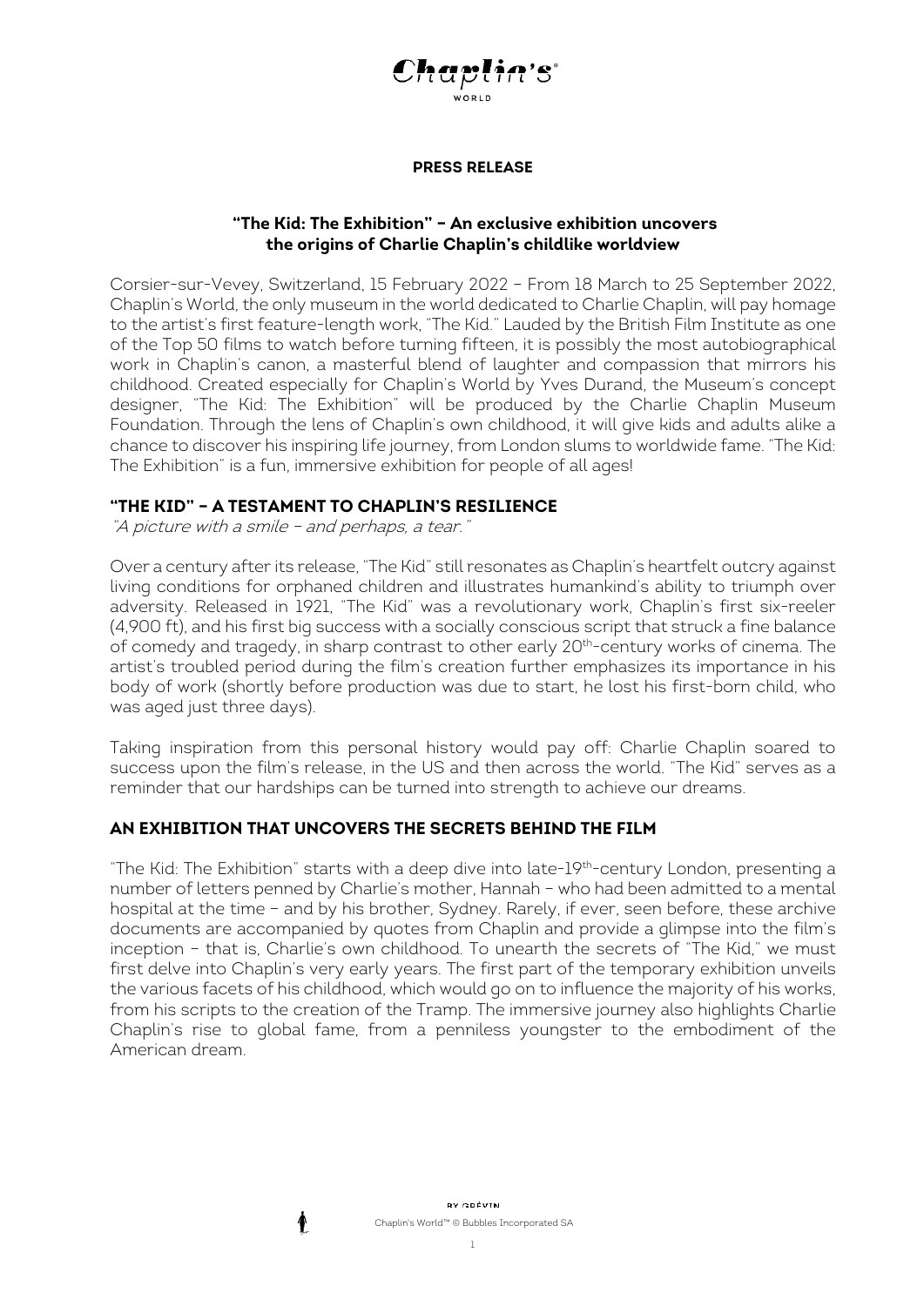**PRESS RELEASE**

## "The Kid: The Exhibition" – An exclusive exhibition uncovers the origins of Charlie Chaplin's childlike worldview

Corsier-sur-Vevey, Switzerland, 15 February 2022 – From 18 March to 25 September 2022, Chaplin's World, the only museum in the world dedicated to Charlie Chaplin, will pay homage to the artist's first feature-length work, "The Kid." Lauded by the British Film Institute as one of the Top 50 films to watch before turning fifteen, it is possibly the most autobiographical work in Chaplin's canon, a masterful blend of laughter and compassion that mirrors his childhood. Created especially for Chaplin's World by Yves Durand, the Museum's concept designer, "The Kid: The Exhibition" will be produced by the Charlie Chaplin Museum Foundation. Through the lens of Chaplin's own childhood, it will give kids and adults alike a chance to discover his inspiring life journey, from London slums to worldwide fame. "The Kid: The Exhibition" is a fun, immersive exhibition for people of all ages!

### "THE KID" – A TESTAMENT TO CHAPLIN'S RESILIENCE

*"A picture with a smile – and perhaps, a tear."*

Over a century after its release, "The Kid" still resonates as Chaplin's heartfelt outcry against living conditions for orphaned children and illustrates humankind's ability to triumph over adversity. Released in 1921, "The Kid" was a revolutionary work, Chaplin's first six-reeler (4,900 ft), and his first big success with a socially conscious script that struck a fine balance of comedy and tragedy, in sharp contrast to other early 20th-century works of cinema. The artist's troubled period during the film's creation further emphasizes its importance in his body of work (shortly before production was due to start, he lost his first-born child, who was aged just three days).

Taking inspiration from this personal history would pay off: Charlie Chaplin soared to success upon the film's release, in the US and then across the world. "The Kid" serves as a reminder that our hardships can be turned into strength to achieve our dreams.

### AN EXHIBITION THAT UNCOVERS THE SECRETS BEHIND THE FILM

"The Kid: The Exhibition" starts with a deep dive into late-19th-century London, presenting a number of letters penned by Charlie's mother, Hannah – who had been admitted to a mental hospital at the time – and by his brother, Sydney. Rarely, if ever, seen before, these archive documents are accompanied by quotes from Chaplin and provide a glimpse into the film's inception – that is, Charlie's own childhood. To unearth the secrets of "The Kid," we must first delve into Chaplin's very early years. The first part of the temporary exhibition unveils the various facets of his childhood, which would go on to influence the majority of his works, from his scripts to the creation of the Tramp. The immersive journey also highlights Charlie Chaplin's rise to global fame, from a penniless youngster to the embodiment of the American dream.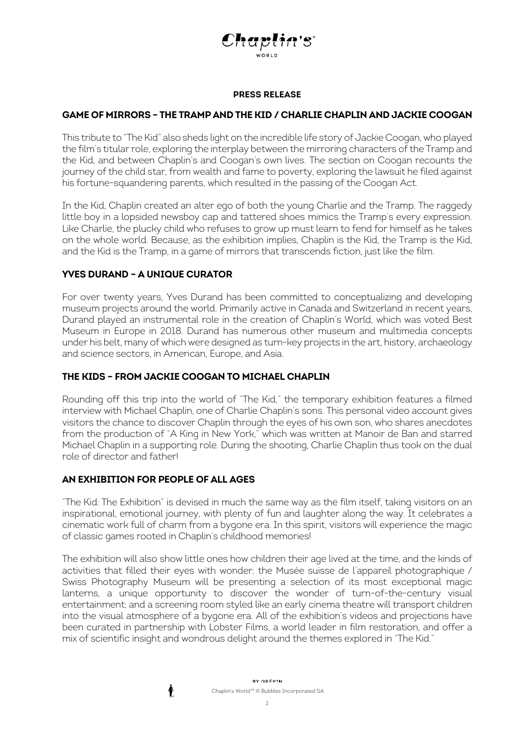**PRESS RELEASE**

## GAME OF MIRRORS – THE TRAMP AND THE KID / CHARLIE CHAPLIN AND JACKIE COOGAN

This tribute to "The Kid" also sheds light on the incredible life story of Jackie Coogan, who played the film's titular role, exploring the interplay between the mirroring characters of the Tramp and the Kid, and between Chaplin's and Coogan's own lives. The section on Coogan recounts the journey of the child star, from wealth and fame to poverty, exploring the lawsuit he filed against his fortune-squandering parents, which resulted in the passing of the Coogan Act.

In the Kid, Chaplin created an alter ego of both the young Charlie and the Tramp. The raggedy little boy in a lopsided newsboy cap and tattered shoes mimics the Tramp's every expression. Like Charlie, the plucky child who refuses to grow up must learn to fend for himself as he takes on the whole world. Because, as the exhibition implies, Chaplin is the Kid, the Tramp is the Kid, and the Kid is the Tramp, in a game of mirrors that transcends fiction, just like the film.

## YVES DURAND – A UNIQUE CURATOR

For over twenty years, Yves Durand has been committed to conceptualizing and developing museum projects around the world. Primarily active in Canada and Switzerland in recent years, Durand played an instrumental role in the creation of Chaplin's World, which was voted Best Museum in Europe in 2018. Durand has numerous other museum and multimedia concepts under his belt, many of which were designed as turn-key projects in the art, history, archaeology and science sectors, in American, Europe, and Asia.

## THE KIDS – FROM JACKIE COOGAN TO MICHAEL CHAPLIN

Rounding off this trip into the world of "The Kid," the temporary exhibition features a filmed interview with Michael Chaplin, one of Charlie Chaplin's sons. This personal video account gives visitors the chance to discover Chaplin through the eyes of his own son, who shares anecdotes from the production of "A King in New York," which was written at Manoir de Ban and starred Michael Chaplin in a supporting role. During the shooting, Charlie Chaplin thus took on the dual role of director and father!

## AN EXHIBITION FOR PEOPLE OF ALL AGES

"The Kid: The Exhibition" is devised in much the same way as the film itself, taking visitors on an inspirational, emotional journey, with plenty of fun and laughter along the way. It celebrates a cinematic work full of charm from a bygone era. In this spirit, visitors will experience the magic of classic games rooted in Chaplin's childhood memories!

The exhibition will also show little ones how children their age lived at the time, and the kinds of activities that filled their eyes with wonder; the Musée suisse de l'appareil photographique / Swiss Photography Museum will be presenting a selection of its most exceptional magic lanterns, a unique opportunity to discover the wonder of turn-of-the-century visual entertainment; and a screening room styled like an early cinema theatre will transport children into the visual atmosphere of a bygone era. All of the exhibition's videos and projections have been curated in partnership with Lobster Films, a world leader in film restoration, and offer a mix of scientific insight and wondrous delight around the themes explored in "The Kid."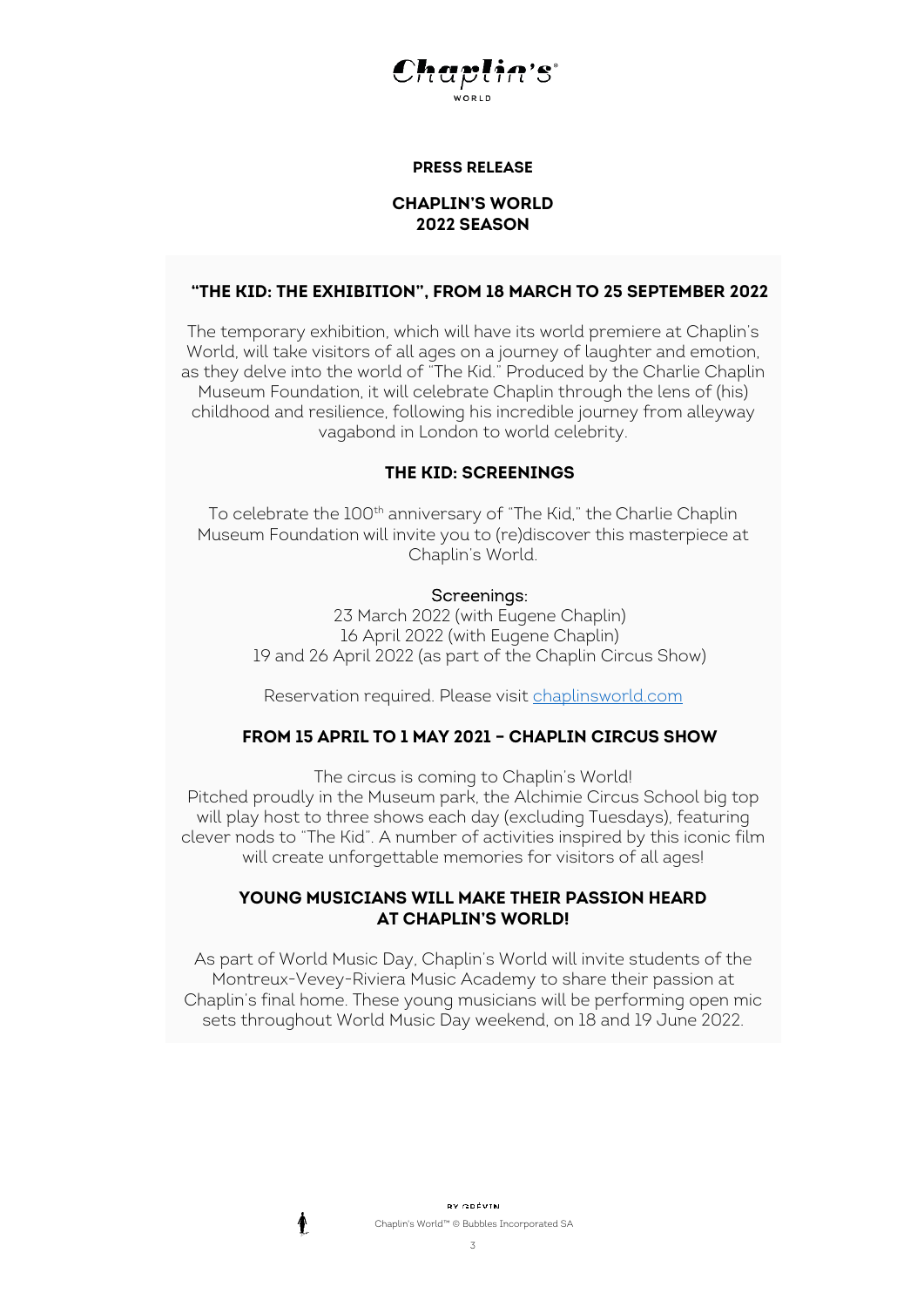**PRESS RELEASE**

# CHAPLIN'S WORLD
# 2022 SEASON

## "THE KID: THE EXHIBITION", FROM 18 MARCH TO 25 SEPTEMBER 2022

The temporary exhibition, which will have its world premiere at Chaplin's World, will take visitors of all ages on a journey of laughter and emotion, as they delve into the world of "The Kid." Produced by the Charlie Chaplin Museum Foundation, it will celebrate Chaplin through the lens of (his) childhood and resilience, following his incredible journey from alleyway vagabond in London to world celebrity.

## THE KID: SCREENINGS

To celebrate the 100th anniversary of "The Kid," the Charlie Chaplin Museum Foundation will invite you to (re)discover this masterpiece at Chaplin's World.

Screenings:
23 March 2022 (with Eugene Chaplin)
16 April 2022 (with Eugene Chaplin)
19 and 26 April 2022 (as part of the Chaplin Circus Show)

Reservation required. Please visit chaplinsworld.com

## FROM 15 APRIL TO 1 MAY 2021 – CHAPLIN CIRCUS SHOW

The circus is coming to Chaplin's World!
Pitched proudly in the Museum park, the Alchimie Circus School big top will play host to three shows each day (excluding Tuesdays), featuring clever nods to "The Kid". A number of activities inspired by this iconic film will create unforgettable memories for visitors of all ages!

## YOUNG MUSICIANS WILL MAKE THEIR PASSION HEARD AT CHAPLIN'S WORLD!

As part of World Music Day, Chaplin's World will invite students of the Montreux-Vevey-Riviera Music Academy to share their passion at Chaplin's final home. These young musicians will be performing open mic sets throughout World Music Day weekend, on 18 and 19 June 2022.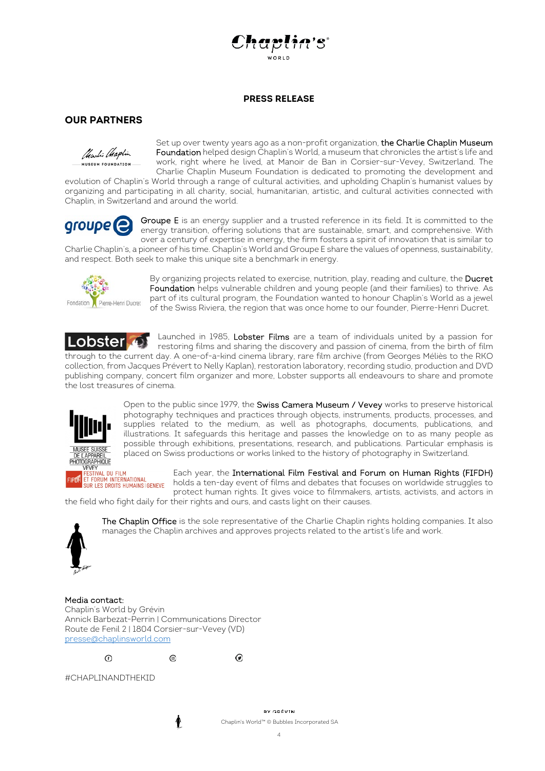## PRESS RELEASE

## OUR PARTNERS

Set up over twenty years ago as a non-profit organization, the Charlie Chaplin Museum Foundation helped design Chaplin's World, a museum that chronicles the artist's life and work, right where he lived, at Manoir de Ban in Corsier-sur-Vevey, Switzerland. The Charlie Chaplin Museum Foundation is dedicated to promoting the development and evolution of Chaplin's World through a range of cultural activities, and upholding Chaplin's humanist values by organizing and participating in all charity, social, humanitarian, artistic, and cultural activities connected with Chaplin, in Switzerland and around the world.

Groupe E is an energy supplier and a trusted reference in its field. It is committed to the energy transition, offering solutions that are sustainable, smart, and comprehensive. With over a century of expertise in energy, the firm fosters a spirit of innovation that is similar to Charlie Chaplin's, a pioneer of his time. Chaplin's World and Groupe E share the values of openness, sustainability, and respect. Both seek to make this unique site a benchmark in energy.

By organizing projects related to exercise, nutrition, play, reading and culture, the Ducret Foundation helps vulnerable children and young people (and their families) to thrive. As part of its cultural program, the Foundation wanted to honour Chaplin's World as a jewel of the Swiss Riviera, the region that was once home to our founder, Pierre-Henri Ducret.

Launched in 1985, Lobster Films are a team of individuals united by a passion for restoring films and sharing the discovery and passion of cinema, from the birth of film through to the current day. A one-of-a-kind cinema library, rare film archive (from Georges Méliès to the RKO collection, from Jacques Prévert to Nelly Kaplan), restoration laboratory, recording studio, production and DVD publishing company, concert film organizer and more, Lobster supports all endeavours to share and promote the lost treasures of cinema.

Open to the public since 1979, the Swiss Camera Museum / Vevey works to preserve historical photography techniques and practices through objects, instruments, products, processes, and supplies related to the medium, as well as photographs, documents, publications, and illustrations. It safeguards this heritage and passes the knowledge on to as many people as possible through exhibitions, presentations, research, and publications. Particular emphasis is placed on Swiss productions or works linked to the history of photography in Switzerland.

Each year, the International Film Festival and Forum on Human Rights (FIFDH) holds a ten-day event of films and debates that focuses on worldwide struggles to protect human rights. It gives voice to filmmakers, artists, activists, and actors in the field who fight daily for their rights and ours, and casts light on their causes.

The Chaplin Office is the sole representative of the Charlie Chaplin rights holding companies. It also manages the Chaplin archives and approves projects related to the artist's life and work.

Media contact:
Chaplin's World by Grévin
Annick Barbezat-Perrin | Communications Director
Route de Fenil 2 | 1804 Corsier-sur-Vevey (VD)
presse@chaplinsworld.com

#CHAPLINANDTHEKID

Chaplin's World™ © Bubbles Incorporated SA